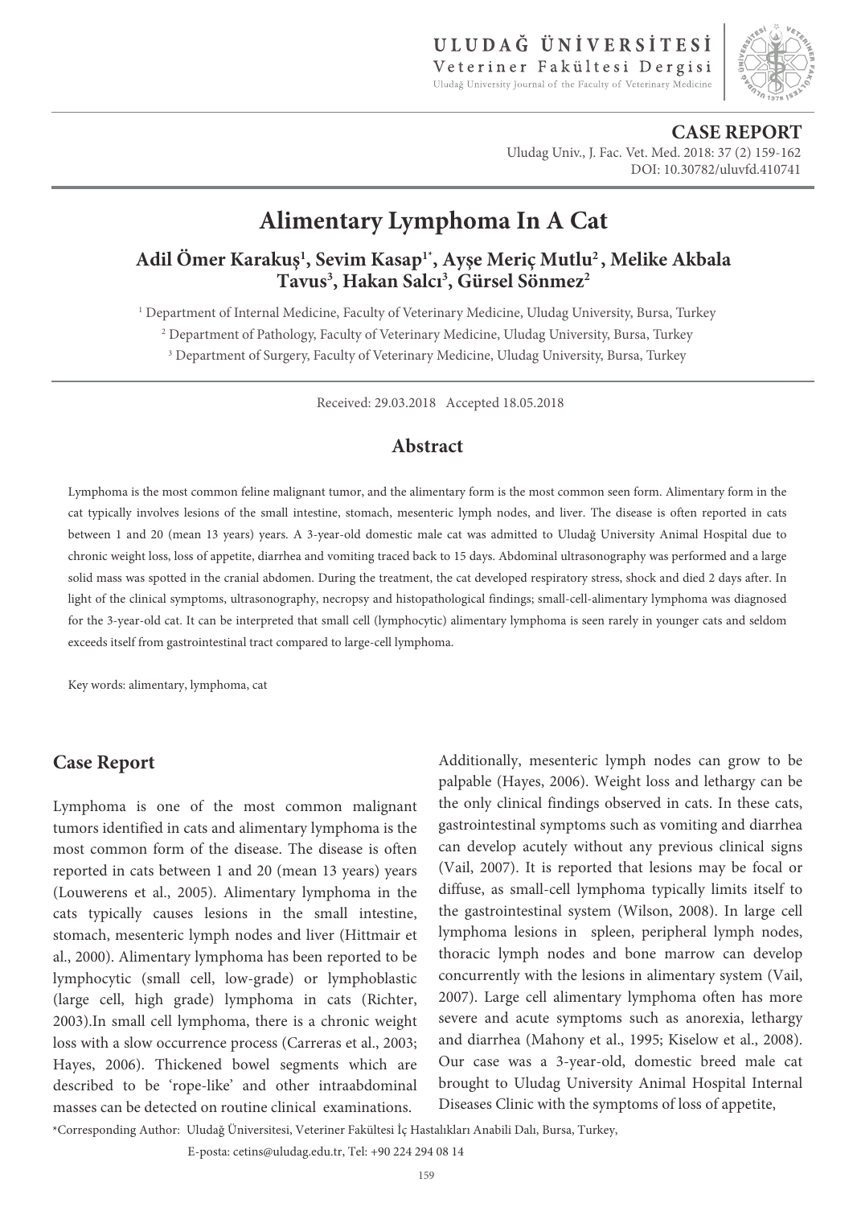**CASE REPORT**

DOI: 10.30782/uluvfd.410741

# Alimentary Lymphoma In A Cat

**Adil Ömer Karakuş[1], Sevim Kasap[1*], Ayşe Meriç Mutlu[2], Melike Akbala Tavus[3], Hakan Salcı[3], Gürsel Sönmez[2]**

[1] Department of Internal Medicine, Faculty of Veterinary Medicine, Uludag University, Bursa, Turkey

[2] Department of Pathology, Faculty of Veterinary Medicine, Uludag University, Bursa, Turkey

[3] Department of Surgery, Faculty of Veterinary Medicine, Uludag University, Bursa, Turkey

Received: 29.03.2018 Accepted 18.05.2018

## Abstract

Lymphoma is the most common feline malignant tumor, and the alimentary form is the most common seen form. Alimentary form in the cat typically involves lesions of the small intestine, stomach, mesenteric lymph nodes, and liver. The disease is often reported in cats between 1 and 20 (mean 13 years) years. A 3-year-old domestic male cat was admitted to Uludağ University Animal Hospital due to chronic weight loss, loss of appetite, diarrhea and vomiting traced back to 15 days. Abdominal ultrasonography was performed and a large solid mass was spotted in the cranial abdomen. During the treatment, the cat developed respiratory stress, shock and died 2 days after. In light of the clinical symptoms, ultrasonography, necropsy and histopathological findings; small-cell-alimentary lymphoma was diagnosed for the 3-year-old cat. It can be interpreted that small cell (lymphocytic) alimentary lymphoma is seen rarely in younger cats and seldom exceeds itself from gastrointestinal tract compared to large-cell lymphoma.

Key words: alimentary, lymphoma, cat

## Case Report

Lymphoma is one of the most common malignant tumors identified in cats and alimentary lymphoma is the most common form of the disease. The disease is often reported in cats between 1 and 20 (mean 13 years) years (Louwerens et al., 2005). Alimentary lymphoma in the cats typically causes lesions in the small intestine, stomach, mesenteric lymph nodes and liver (Hittmair et al., 2000). Alimentary lymphoma has been reported to be lymphocytic (small cell, low-grade) or lymphoblastic (large cell, high grade) lymphoma in cats (Richter, 2003).In small cell lymphoma, there is a chronic weight loss with a slow occurrence process (Carreras et al., 2003; Hayes, 2006). Thickened bowel segments which are described to be 'rope-like' and other intraabdominal masses can be detected on routine clinical examinations. Additionally, mesenteric lymph nodes can grow to be palpable (Hayes, 2006). Weight loss and lethargy can be the only clinical findings observed in cats. In these cats, gastrointestinal symptoms such as vomiting and diarrhea can develop acutely without any previous clinical signs (Vail, 2007). It is reported that lesions may be focal or diffuse, as small-cell lymphoma typically limits itself to the gastrointestinal system (Wilson, 2008). In large cell lymphoma lesions in spleen, peripheral lymph nodes, thoracic lymph nodes and bone marrow can develop concurrently with the lesions in alimentary system (Vail, 2007). Large cell alimentary lymphoma often has more severe and acute symptoms such as anorexia, lethargy and diarrhea (Mahony et al., 1995; Kiselow et al., 2008). Our case was a 3-year-old, domestic breed male cat brought to Uludag University Animal Hospital Internal Diseases Clinic with the symptoms of loss of appetite,

*Corresponding Author: Uludağ Üniversitesi, Veteriner Fakültesi İç Hastalıkları Anabili Dalı, Bursa, Turkey,

E-posta: cetins@uludag.edu.tr, Tel: +90 224 294 08 14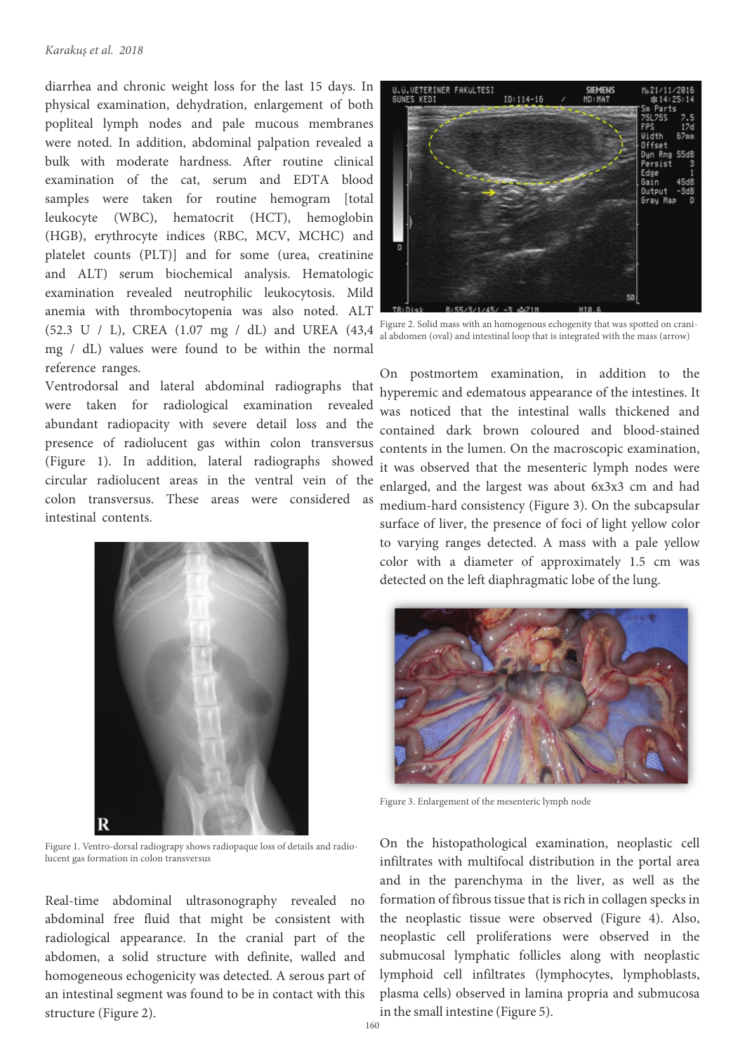diarrhea and chronic weight loss for the last 15 days. In physical examination, dehydration, enlargement of both popliteal lymph nodes and pale mucous membranes were noted. In addition, abdominal palpation revealed a bulk with moderate hardness. After routine clinical examination of the cat, serum and EDTA blood samples were taken for routine hemogram [total leukocyte (WBC), hematocrit (HCT), hemoglobin (HGB), erythrocyte indices (RBC, MCV, MCHC) and platelet counts (PLT)] and for some (urea, creatinine and ALT) serum biochemical analysis. Hematologic examination revealed neutrophilic leukocytosis. Mild anemia with thrombocytopenia was also noted. ALT (52.3 U / L), CREA (1.07 mg / dL) and UREA (43,4 mg / dL) values were found to be within the normal reference ranges.

Ventrodorsal and lateral abdominal radiographs that were taken for radiological examination revealed abundant radiopacity with severe detail loss and the presence of radiolucent gas within colon transversus (Figure 1). In addition, lateral radiographs showed circular radiolucent areas in the ventral vein of the colon transversus. These areas were considered as intestinal contents.

Figure 1. Ventro-dorsal radiograpy shows radiopaque loss of details and radiolucent gas formation in colon transversus

Real-time abdominal ultrasonography revealed no abdominal free fluid that might be consistent with radiological appearance. In the cranial part of the abdomen, a solid structure with definite, walled and homogeneous echogenicity was detected. A serous part of an intestinal segment was found to be in contact with this structure (Figure 2).

Figure 2. Solid mass with an homogenous echogenity that was spotted on cranial abdomen (oval) and intestinal loop that is integrated with the mass (arrow)

On postmortem examination, in addition to the hyperemic and edematous appearance of the intestines. It was noticed that the intestinal walls thickened and contained dark brown coloured and blood-stained contents in the lumen. On the macroscopic examination, it was observed that the mesenteric lymph nodes were enlarged, and the largest was about 6x3x3 cm and had medium-hard consistency (Figure 3). On the subcapsular surface of liver, the presence of foci of light yellow color to varying ranges detected. A mass with a pale yellow color with a diameter of approximately 1.5 cm was detected on the left diaphragmatic lobe of the lung.

Figure 3. Enlargement of the mesenteric lymph node

On the histopathological examination, neoplastic cell infiltrates with multifocal distribution in the portal area and in the parenchyma in the liver, as well as the formation of fibrous tissue that is rich in collagen specks in the neoplastic tissue were observed (Figure 4). Also, neoplastic cell proliferations were observed in the submucosal lymphatic follicles along with neoplastic lymphoid cell infiltrates (lymphocytes, lymphoblasts, plasma cells) observed in lamina propria and submucosa in the small intestine (Figure 5).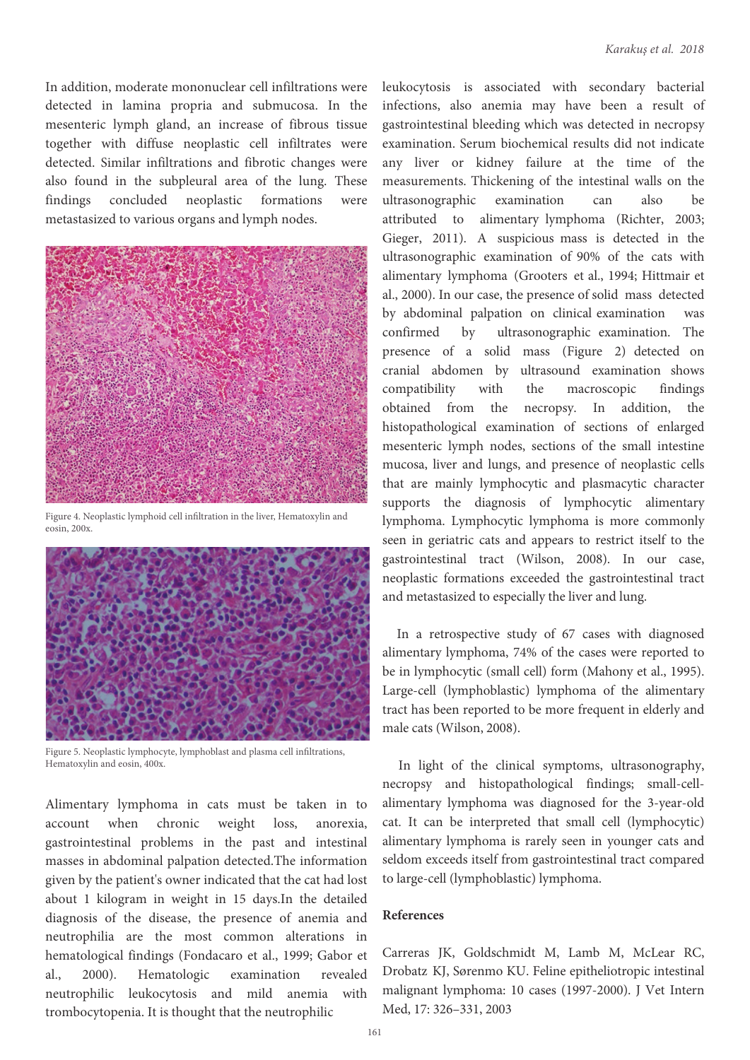In addition, moderate mononuclear cell infiltrations were detected in lamina propria and submucosa. In the mesenteric lymph gland, an increase of fibrous tissue together with diffuse neoplastic cell infiltrates were detected. Similar infiltrations and fibrotic changes were also found in the subpleural area of the lung. These findings concluded neoplastic formations were metastasized to various organs and lymph nodes.

Figure 4. Neoplastic lymphoid cell infiltration in the liver, Hematoxylin and eosin, 200x.

Figure 5. Neoplastic lymphocyte, lymphoblast and plasma cell infiltrations, Hematoxylin and eosin, 400x.

Alimentary lymphoma in cats must be taken in to account when chronic weight loss, anorexia, gastrointestinal problems in the past and intestinal masses in abdominal palpation detected.The information given by the patient's owner indicated that the cat had lost about 1 kilogram in weight in 15 days.In the detailed diagnosis of the disease, the presence of anemia and neutrophilia are the most common alterations in hematological findings (Fondacaro et al., 1999; Gabor et al., 2000). Hematologic examination revealed neutrophilic leukocytosis and mild anemia with trombocytopenia. It is thought that the neutrophilic leukocytosis is associated with secondary bacterial infections, also anemia may have been a result of gastrointestinal bleeding which was detected in necropsy examination. Serum biochemical results did not indicate any liver or kidney failure at the time of the measurements. Thickening of the intestinal walls on the ultrasonographic examination can also be attributed to alimentary lymphoma (Richter, 2003; Gieger, 2011). A suspicious mass is detected in the ultrasonographic examination of 90% of the cats with alimentary lymphoma (Grooters et al., 1994; Hittmair et al., 2000). In our case, the presence of solid mass detected by abdominal palpation on clinical examination was confirmed by ultrasonographic examination. The presence of a solid mass (Figure 2) detected on cranial abdomen by ultrasound examination shows compatibility with the macroscopic findings obtained from the necropsy. In addition, the histopathological examination of sections of enlarged mesenteric lymph nodes, sections of the small intestine mucosa, liver and lungs, and presence of neoplastic cells that are mainly lymphocytic and plasmacytic character supports the diagnosis of lymphocytic alimentary lymphoma. Lymphocytic lymphoma is more commonly seen in geriatric cats and appears to restrict itself to the gastrointestinal tract (Wilson, 2008). In our case, neoplastic formations exceeded the gastrointestinal tract and metastasized to especially the liver and lung.

In a retrospective study of 67 cases with diagnosed alimentary lymphoma, 74% of the cases were reported to be in lymphocytic (small cell) form (Mahony et al., 1995). Large-cell (lymphoblastic) lymphoma of the alimentary tract has been reported to be more frequent in elderly and male cats (Wilson, 2008).

In light of the clinical symptoms, ultrasonography, necropsy and histopathological findings; small-cell-alimentary lymphoma was diagnosed for the 3-year-old cat. It can be interpreted that small cell (lymphocytic) alimentary lymphoma is rarely seen in younger cats and seldom exceeds itself from gastrointestinal tract compared to large-cell (lymphoblastic) lymphoma.

## References

Carreras JK, Goldschmidt M, Lamb M, McLear RC, Drobatz KJ, Sørenmo KU. Feline epitheliotropic intestinal malignant lymphoma: 10 cases (1997-2000). J Vet Intern Med, 17: 326–331, 2003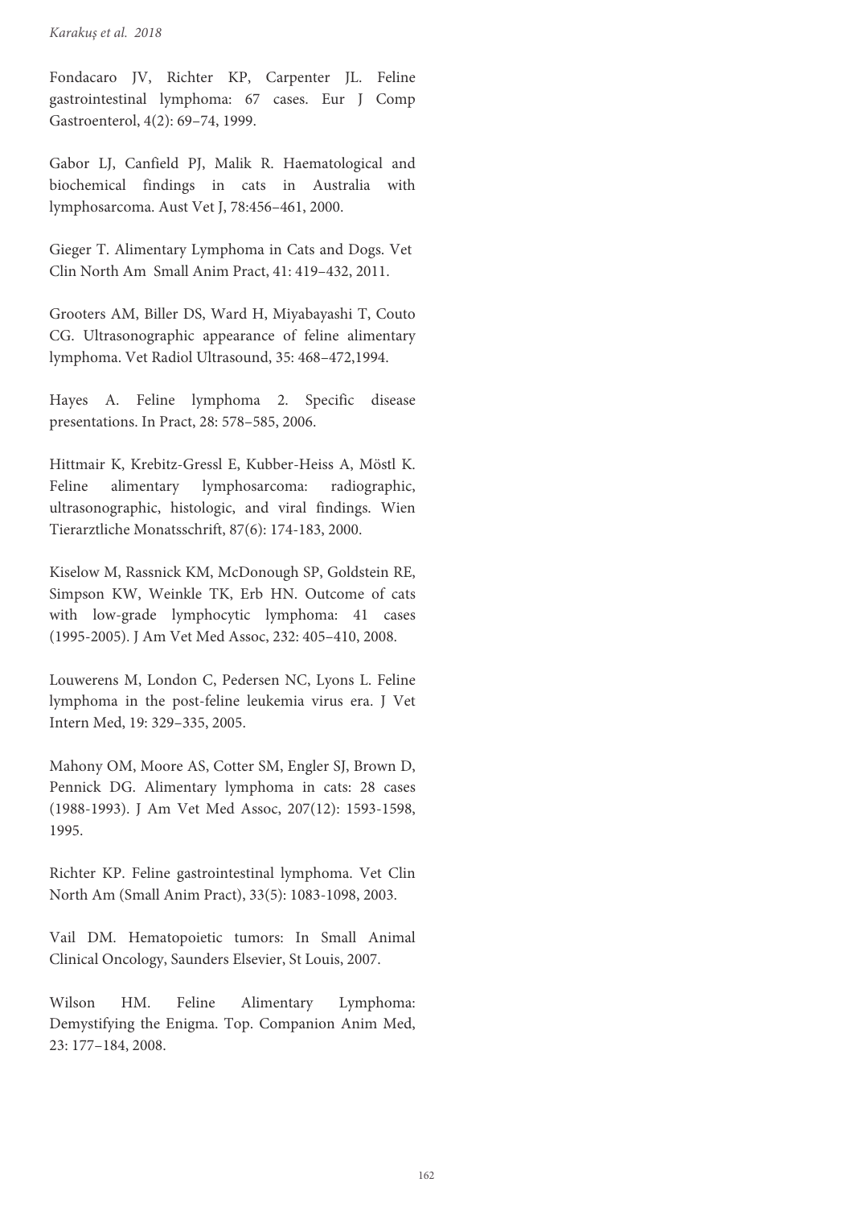Fondacaro JV, Richter KP, Carpenter JL. Feline gastrointestinal lymphoma: 67 cases. Eur J Comp Gastroenterol, 4(2): 69–74, 1999.

Gabor LJ, Canfield PJ, Malik R. Haematological and biochemical findings in cats in Australia with lymphosarcoma. Aust Vet J, 78:456–461, 2000.

Gieger T. Alimentary Lymphoma in Cats and Dogs. Vet Clin North Am Small Anim Pract, 41: 419–432, 2011.

Grooters AM, Biller DS, Ward H, Miyabayashi T, Couto CG. Ultrasonographic appearance of feline alimentary lymphoma. Vet Radiol Ultrasound, 35: 468–472,1994.

Hayes A. Feline lymphoma 2. Specific disease presentations. In Pract, 28: 578–585, 2006.

Hittmair K, Krebitz-Gressl E, Kubber-Heiss A, Möstl K. Feline alimentary lymphosarcoma: radiographic, ultrasonographic, histologic, and viral findings. Wien Tierarztliche Monatsschrift, 87(6): 174-183, 2000.

Kiselow M, Rassnick KM, McDonough SP, Goldstein RE, Simpson KW, Weinkle TK, Erb HN. Outcome of cats with low-grade lymphocytic lymphoma: 41 cases (1995-2005). J Am Vet Med Assoc, 232: 405–410, 2008.

Louwerens M, London C, Pedersen NC, Lyons L. Feline lymphoma in the post-feline leukemia virus era. J Vet Intern Med, 19: 329–335, 2005.

Mahony OM, Moore AS, Cotter SM, Engler SJ, Brown D, Pennick DG. Alimentary lymphoma in cats: 28 cases (1988-1993). J Am Vet Med Assoc, 207(12): 1593-1598, 1995.

Richter KP. Feline gastrointestinal lymphoma. Vet Clin North Am (Small Anim Pract), 33(5): 1083-1098, 2003.

Vail DM. Hematopoietic tumors: In Small Animal Clinical Oncology, Saunders Elsevier, St Louis, 2007.

Wilson HM. Feline Alimentary Lymphoma: Demystifying the Enigma. Top. Companion Anim Med, 23: 177–184, 2008.